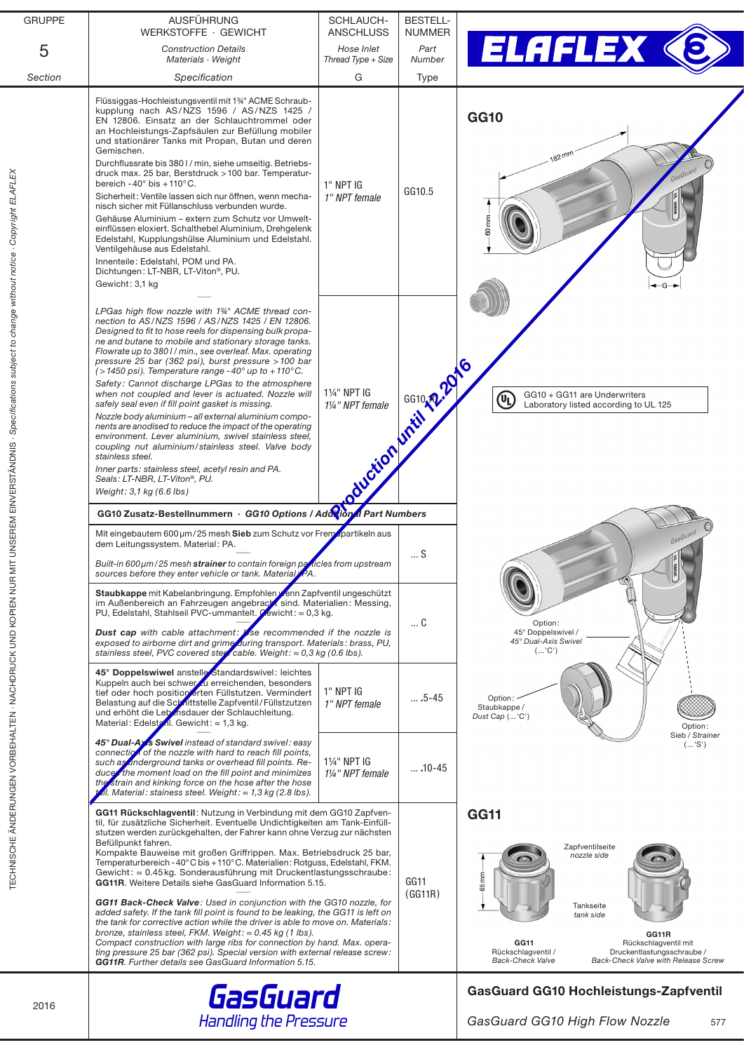| GRUPPE 5 *Section* | AUSFÜHRUNG WERKSTOFFE · GEWICHT *Construction Details Materials · Weight* *Specification* | SCHLAUCH-ANSCHLUSS *Hose Inlet Thread Type + Size* G | BESTELL-NUMMER *Part Number* Type |
|---|---|---|---|
| | Flüssiggas-Hochleistungsventil mit 1¾" ACME Schraubkupplung nach AS/NZS 1596 / AS/NZS 1425 / EN 12806. Einsatz an der Schlauchtrommel oder an Hochleistungs-Zapfsäulen zur Befüllung mobiler und stationärer Tanks mit Propan, Butan und deren Gemischen. Durchflussrate bis 380 l / min, siehe umseitig. Betriebsdruck max. 25 bar, Berstdruck > 100 bar. Temperaturbereich -40° bis +110° C. Sicherheit: Ventile lassen sich nur öffnen, wenn mechanisch sicher mit Füllanschluss verbunden wurde. Gehäuse Aluminium – extern zum Schutz vor Umwelteinflüssen eloxiert. Schalthebel Aluminium, Drehgelenk Edelstahl, Kupplungshülse Aluminium und Edelstahl. Ventilgehäuse aus Edelstahl. Innenteile: Edelstahl, POM und PA. Dichtungen: LT-NBR, LT-Viton®, PU. Gewicht: 3,1 kg | 1" NPT IG *1" NPT female* | GG10.5 |
| | *LPGas high flow nozzle with 1¾" ACME thread connection to AS/NZS 1596 / AS/NZS 1425 / EN 12806. Designed to fit to hose reels for dispensing bulk propane and butane to mobile and stationary storage tanks. Flowrate up to 380 l / min., see overleaf. Max. operating pressure 25 bar (362 psi), burst pressure > 100 bar (> 1450 psi). Temperature range -40° up to +110° C. Safety: Cannot discharge LPGas to the atmosphere when not coupled and lever is actuated. Nozzle will safely seal even if fill point gasket is missing. Nozzle body aluminium – all external aluminium components are anodised to reduce the impact of the operating environment. Lever aluminium, swivel stainless steel, coupling nut aluminium/stainless steel. Valve body stainless steel. Inner parts: stainless steel, acetyl resin and PA. Seals: LT-NBR, LT-Viton®, PU. Weight: 3,1 kg (6.6 lbs)* | 1¼" NPT IG *1¼" NPT female* | GG10.10 |

Production until 12.2016

## GG10

182 mm, 60 mm, G

GG10 + GG11 are Underwriters Laboratory listed according to UL 125

**GG10 Zusatz-Bestellnummern** · ***GG10 Options / Additional Part Numbers***

| Beschreibung / Description | G | Type |
|---|---|---|
| Mit eingebautem 600 µm / 25 mesh **Sieb** zum Schutz vor Fremdpartikeln aus dem Leitungssystem. Material: PA. *Built-in 600 µm / 25 mesh **strainer** to contain foreign particles from upstream sources before they enter vehicle or tank. Material: PA.* | | ... S |
| **Staubkappe** mit Kabelanbringung. Empfohlen, wenn Zapfventil ungeschützt im Außenbereich an Fahrzeugen angebracht sind. Materialien: Messing, PU, Edelstahl, Stahlseil PVC-ummantelt. Gewicht: ≈ 0,3 kg. ***Dust cap** with cable attachment: Use recommended if the nozzle is exposed to airborne dirt and grime during transport. Materials: brass, PU, stainless steel, PVC covered steel cable. Weight: ≈ 0,3 kg (0.6 lbs).* | | ... C |
| **45° Doppelswiwel** anstelle Standardswivel: leichtes Kuppeln auch bei schwer zu erreichenden, besonders tief oder hoch positionierten Füllstutzen. Vermindert Belastung auf die Schnittstelle Zapfventil/Füllstutzen und erhöht die Lebensdauer der Schlauchleitung. Material: Edelstahl. Gewicht: ≈ 1,3 kg. | 1" NPT IG *1" NPT female* | ... .5-45 |
| ***45° Dual-Axis Swivel** instead of standard swivel: easy connection of the nozzle with hard to reach fill points, such as underground tanks or overhead fill points. Reduces the moment load on the fill point and minimizes the strain and kinking force on the hose after the hose fall. Material: stainess steel. Weight: ≈ 1,3 kg (2.8 lbs).* | 1¼" NPT IG *1¼" NPT female* | ... .10-45 |
| **GG11 Rückschlagventil**: Nutzung in Verbindung mit dem GG10 Zapfventil, für zusätzliche Sicherheit. Eventuelle Undichtigkeiten am Tank-Einfüllstutzen werden zurückgehalten, der Fahrer kann ohne Verzug zur nächsten Befüllpunkt fahren. Kompakte Bauweise mit großen Griffrippen. Max. Betriebsdruck 25 bar, Temperaturbereich -40° C bis +110° C. Materialien: Rotguss, Edelstahl, FKM. Gewicht: ≈ 0.45 kg. Sonderausführung mit Druckentlastungsschraube: **GG11R**. Weitere Details siehe GasGuard Information 5.15. ***GG11 Back-Check Valve**: Used in conjunction with the GG10 nozzle, for added safety. If the tank fill point is found to be leaking, the GG11 is left on the tank for corrective action while the driver is able to move on. Materials: bronze, stainless steel, FKM. Weight: ≈ 0.45 kg (1 lbs). Compact construction with large ribs for connection by hand. Max. operating pressure 25 bar (362 psi). Special version with external release screw: **GG11R**. Further details see GasGuard Information 5.15.* | | GG11 (GG11R) |

Option: 45° Doppelswivel / *45° Dual-Axis Swivel* (...'C')

Option: Staubkappe / *Dust Cap* (...'C')

Option: Sieb / *Strainer* (...'S')

## GG11

Zapfventilseite *nozzle side*

Tankseite *tank side*

65 mm

**GG11** Rückschlagventil / *Back-Check Valve*

**GG11R** Rückschlagventil mit Druckentlastungsschraube / *Back-Check Valve with Release Screw*

2016

**GasGuard** *Handling the Pressure*

**GasGuard GG10 Hochleistungs-Zapfventil**

*GasGuard GG10 High Flow Nozzle*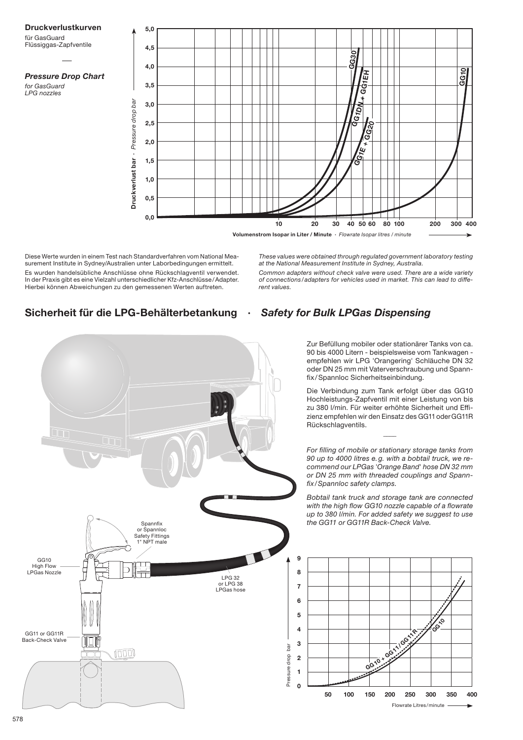**Druckverlustkurven**

für GasGuard
Flüssiggas-Zapfventile

**_Pressure Drop Chart_**

_for GasGuard_
_LPG nozzles_

5,0
4,5
4,0
3,5
3,0
2,5
2,0
1,5
1,0
0,5
0,0

**Druckverlust bar** · _Pressure drop bar_

GG30
GG1DN + GG1EH
GG1E + GG20
GG10

10 20 30 40 50 60 80 100 200 300 400

**Volumenstrom Isopar in Liter / Minute** · _Flowrate Isopar litres / minute_

Diese Werte wurden in einem Test nach Standardverfahren vom National Measurement Institute in Sydney/Australien unter Laborbedingungen ermittelt.

Es wurden handelsübliche Anschlüsse ohne Rückschlagventil verwendet. In der Praxis gibt es eine Vielzahl unterschiedlicher Kfz-Anschlüsse/Adapter. Hierbei können Abweichungen zu den gemessenen Werten auftreten.

_These values were obtained through regulated government laboratory testing at the National Measurement Institute in Sydney, Australia._

_Common adapters without check valve were used. There are a wide variety of connections/adapters for vehicles used in market. This can lead to different values._

## Sicherheit für die LPG-Behälterbetankung · _Safety for Bulk LPGas Dispensing_

Spannfix
or Spannloc
Safety Fittings
1" NPT male

GG10
High Flow
LPGas Nozzle

LPG 32
or LPG 38
LPGas hose

GG11 or GG11R
Back-Check Valve

Zur Befüllung mobiler oder stationärer Tanks von ca. 90 bis 4000 Litern - beispielsweise vom Tankwagen - empfehlen wir LPG 'Orangering' Schläuche DN 32 oder DN 25 mm mit Vaterverschraubung und Spannfix/Spannloc Sicherheitseinbindung.

Die Verbindung zum Tank erfolgt über das GG10 Hochleistungs-Zapfventil mit einer Leistung von bis zu 380 l/min. Für weiter erhöhte Sicherheit und Effizienz empfehlen wir den Einsatz des GG11 oder GG11R Rückschlagventils.

_For filling of mobile or stationary storage tanks from 90 up to 4000 litres e.g. with a bobtail truck, we recommend our LPGas 'Orange Band' hose DN 32 mm or DN 25 mm with threaded couplings and Spannfix/Spannloc safety clamps._

_Bobtail tank truck and storage tank are connected with the high flow GG10 nozzle capable of a flowrate up to 380 l/min. For added safety we suggest to use the GG11 or GG11R Back-Check Valve._

9
8
7
6
5
4
3
2
1
0

Pressure drop bar

GG10
GG10 + GG11/GG11R

50 100 150 200 250 300 350 400

Flowrate Litres/minute